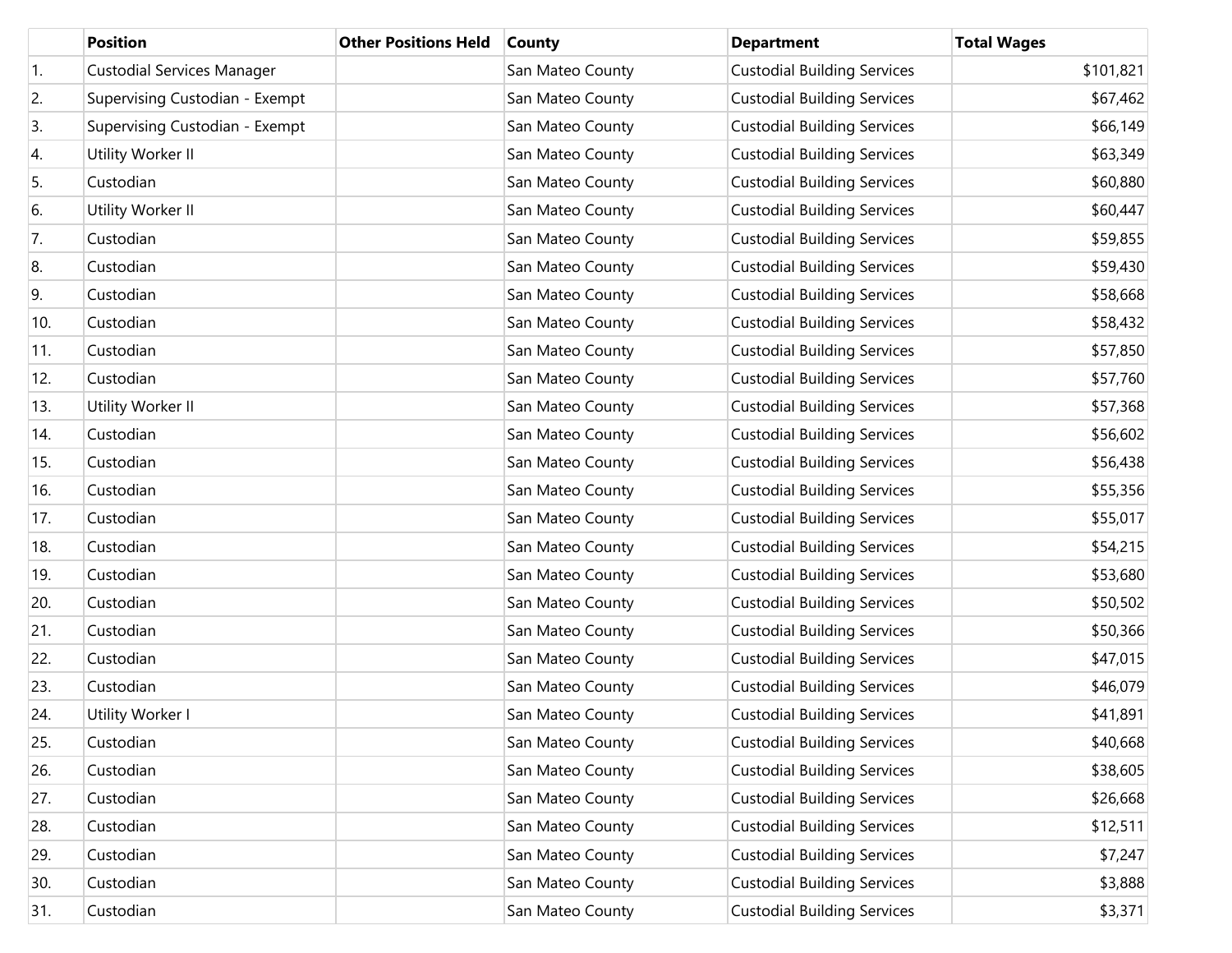| | Position | Other Positions Held | County | Department | Total Wages |
|---|---|---|---|---|---|
| 1. | Custodial Services Manager | | San Mateo County | Custodial Building Services | $101,821 |
| 2. | Supervising Custodian - Exempt | | San Mateo County | Custodial Building Services | $67,462 |
| 3. | Supervising Custodian - Exempt | | San Mateo County | Custodial Building Services | $66,149 |
| 4. | Utility Worker II | | San Mateo County | Custodial Building Services | $63,349 |
| 5. | Custodian | | San Mateo County | Custodial Building Services | $60,880 |
| 6. | Utility Worker II | | San Mateo County | Custodial Building Services | $60,447 |
| 7. | Custodian | | San Mateo County | Custodial Building Services | $59,855 |
| 8. | Custodian | | San Mateo County | Custodial Building Services | $59,430 |
| 9. | Custodian | | San Mateo County | Custodial Building Services | $58,668 |
| 10. | Custodian | | San Mateo County | Custodial Building Services | $58,432 |
| 11. | Custodian | | San Mateo County | Custodial Building Services | $57,850 |
| 12. | Custodian | | San Mateo County | Custodial Building Services | $57,760 |
| 13. | Utility Worker II | | San Mateo County | Custodial Building Services | $57,368 |
| 14. | Custodian | | San Mateo County | Custodial Building Services | $56,602 |
| 15. | Custodian | | San Mateo County | Custodial Building Services | $56,438 |
| 16. | Custodian | | San Mateo County | Custodial Building Services | $55,356 |
| 17. | Custodian | | San Mateo County | Custodial Building Services | $55,017 |
| 18. | Custodian | | San Mateo County | Custodial Building Services | $54,215 |
| 19. | Custodian | | San Mateo County | Custodial Building Services | $53,680 |
| 20. | Custodian | | San Mateo County | Custodial Building Services | $50,502 |
| 21. | Custodian | | San Mateo County | Custodial Building Services | $50,366 |
| 22. | Custodian | | San Mateo County | Custodial Building Services | $47,015 |
| 23. | Custodian | | San Mateo County | Custodial Building Services | $46,079 |
| 24. | Utility Worker I | | San Mateo County | Custodial Building Services | $41,891 |
| 25. | Custodian | | San Mateo County | Custodial Building Services | $40,668 |
| 26. | Custodian | | San Mateo County | Custodial Building Services | $38,605 |
| 27. | Custodian | | San Mateo County | Custodial Building Services | $26,668 |
| 28. | Custodian | | San Mateo County | Custodial Building Services | $12,511 |
| 29. | Custodian | | San Mateo County | Custodial Building Services | $7,247 |
| 30. | Custodian | | San Mateo County | Custodial Building Services | $3,888 |
| 31. | Custodian | | San Mateo County | Custodial Building Services | $3,371 |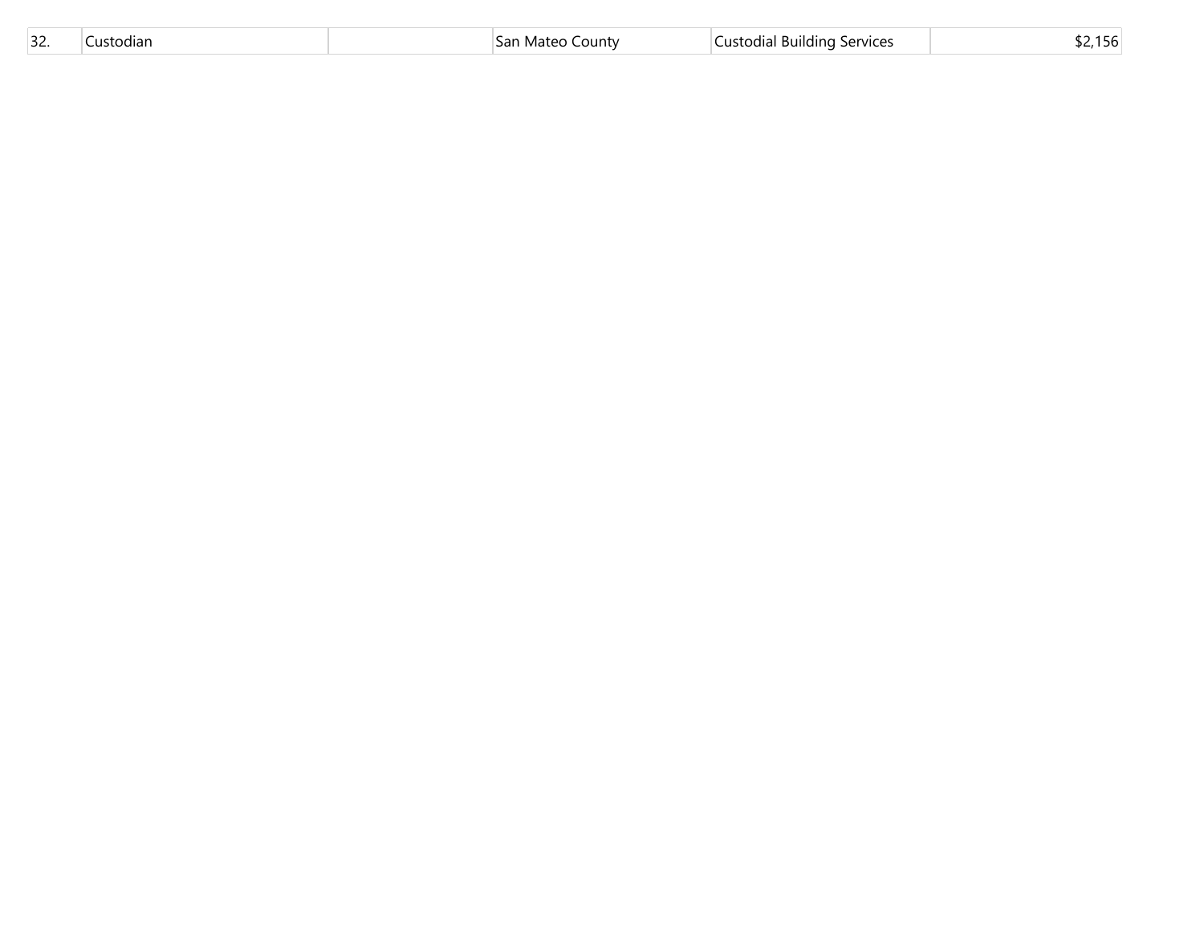| | | | | | |
|---|---|---|---|---|---|
| 32. | Custodian | | San Mateo County | Custodial Building Services | $2,156 |